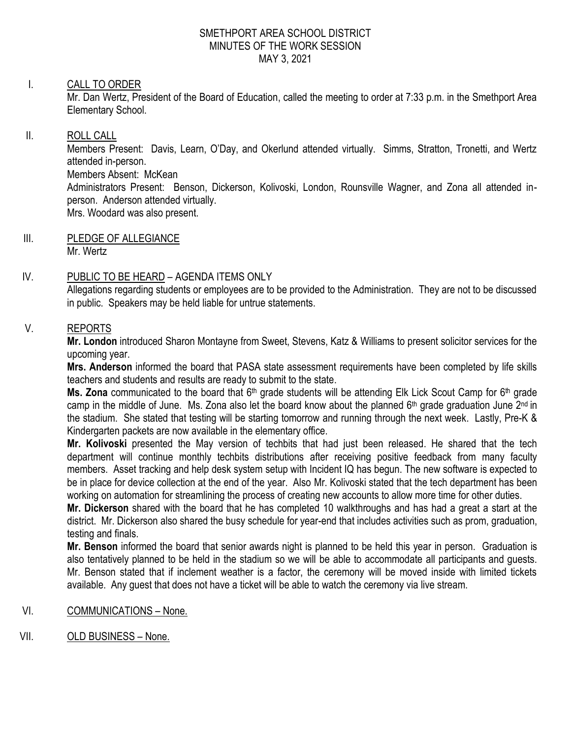# SMETHPORT AREA SCHOOL DISTRICT
## MINUTES OF THE WORK SESSION
### MAY 3, 2021

I. CALL TO ORDER

Mr. Dan Wertz, President of the Board of Education, called the meeting to order at 7:33 p.m. in the Smethport Area Elementary School.

II. ROLL CALL

Members Present: Davis, Learn, O'Day, and Okerlund attended virtually. Simms, Stratton, Tronetti, and Wertz attended in-person.

Members Absent: McKean

Administrators Present: Benson, Dickerson, Kolivoski, London, Rounsville Wagner, and Zona all attended in-person. Anderson attended virtually.

Mrs. Woodard was also present.

III. PLEDGE OF ALLEGIANCE

Mr. Wertz

IV. PUBLIC TO BE HEARD – AGENDA ITEMS ONLY

Allegations regarding students or employees are to be provided to the Administration. They are not to be discussed in public. Speakers may be held liable for untrue statements.

V. REPORTS

**Mr. London** introduced Sharon Montayne from Sweet, Stevens, Katz & Williams to present solicitor services for the upcoming year.

**Mrs. Anderson** informed the board that PASA state assessment requirements have been completed by life skills teachers and students and results are ready to submit to the state.

**Ms. Zona** communicated to the board that 6th grade students will be attending Elk Lick Scout Camp for 6th grade camp in the middle of June. Ms. Zona also let the board know about the planned 6th grade graduation June 2nd in the stadium. She stated that testing will be starting tomorrow and running through the next week. Lastly, Pre-K & Kindergarten packets are now available in the elementary office.

**Mr. Kolivoski** presented the May version of techbits that had just been released. He shared that the tech department will continue monthly techbits distributions after receiving positive feedback from many faculty members. Asset tracking and help desk system setup with Incident IQ has begun. The new software is expected to be in place for device collection at the end of the year. Also Mr. Kolivoski stated that the tech department has been working on automation for streamlining the process of creating new accounts to allow more time for other duties.

**Mr. Dickerson** shared with the board that he has completed 10 walkthroughs and has had a great a start at the district. Mr. Dickerson also shared the busy schedule for year-end that includes activities such as prom, graduation, testing and finals.

**Mr. Benson** informed the board that senior awards night is planned to be held this year in person. Graduation is also tentatively planned to be held in the stadium so we will be able to accommodate all participants and guests. Mr. Benson stated that if inclement weather is a factor, the ceremony will be moved inside with limited tickets available. Any guest that does not have a ticket will be able to watch the ceremony via live stream.

VI. COMMUNICATIONS – None.

VII. OLD BUSINESS – None.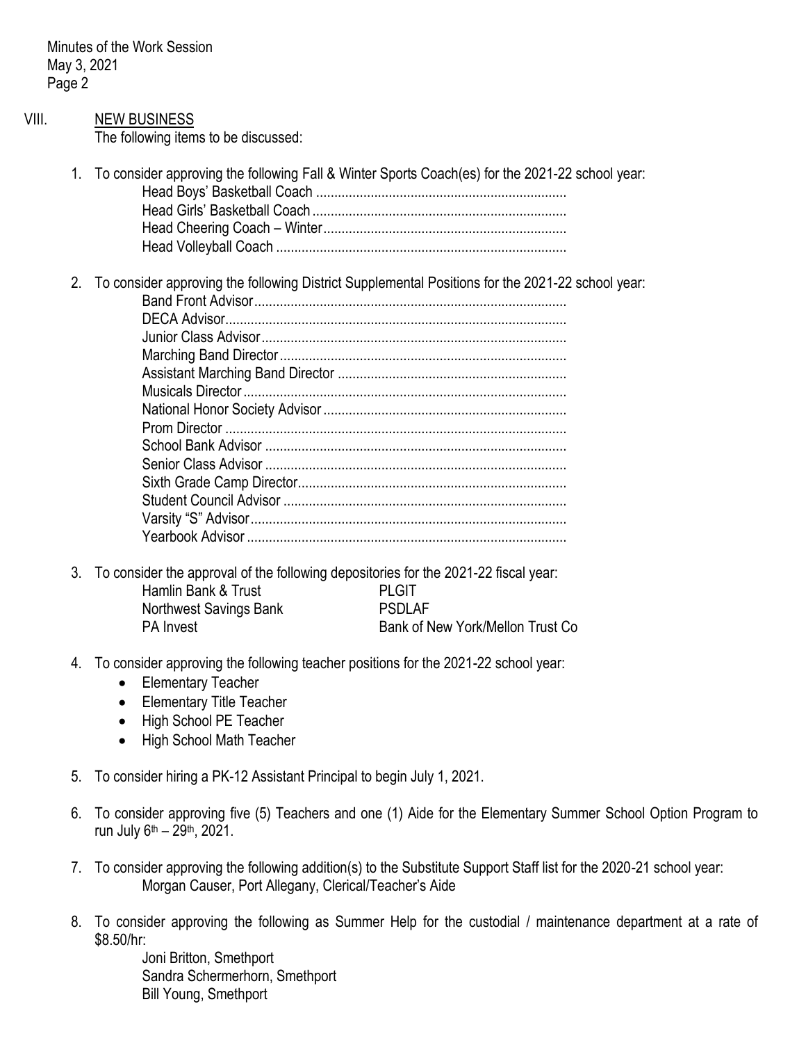## VIII. NEW BUSINESS

The following items to be discussed:

1. To consider approving the following Fall & Winter Sports Coach(es) for the 2021-22 school year:
   - Head Boys' Basketball Coach ....................................................................
   - Head Girls' Basketball Coach ....................................................................
   - Head Cheering Coach – Winter..................................................................
   - Head Volleyball Coach ..............................................................................

2. To consider approving the following District Supplemental Positions for the 2021-22 school year:
   - Band Front Advisor....................................................................................
   - DECA Advisor............................................................................................
   - Junior Class Advisor..................................................................................
   - Marching Band Director..............................................................................
   - Assistant Marching Band Director ..............................................................
   - Musicals Director........................................................................................
   - National Honor Society Advisor..................................................................
   - Prom Director .............................................................................................
   - School Bank Advisor ..................................................................................
   - Senior Class Advisor ..................................................................................
   - Sixth Grade Camp Director.........................................................................
   - Student Council Advisor .............................................................................
   - Varsity "S" Advisor......................................................................................
   - Yearbook Advisor .......................................................................................

3. To consider the approval of the following depositories for the 2021-22 fiscal year:

   | | |
   |---|---|
   | Hamlin Bank & Trust | PLGIT |
   | Northwest Savings Bank | PSDLAF |
   | PA Invest | Bank of New York/Mellon Trust Co |

4. To consider approving the following teacher positions for the 2021-22 school year:
   - Elementary Teacher
   - Elementary Title Teacher
   - High School PE Teacher
   - High School Math Teacher

5. To consider hiring a PK-12 Assistant Principal to begin July 1, 2021.

6. To consider approving five (5) Teachers and one (1) Aide for the Elementary Summer School Option Program to run July 6th – 29th, 2021.

7. To consider approving the following addition(s) to the Substitute Support Staff list for the 2020-21 school year:
   Morgan Causer, Port Allegany, Clerical/Teacher's Aide

8. To consider approving the following as Summer Help for the custodial / maintenance department at a rate of $8.50/hr:
   Joni Britton, Smethport
   Sandra Schermerhorn, Smethport
   Bill Young, Smethport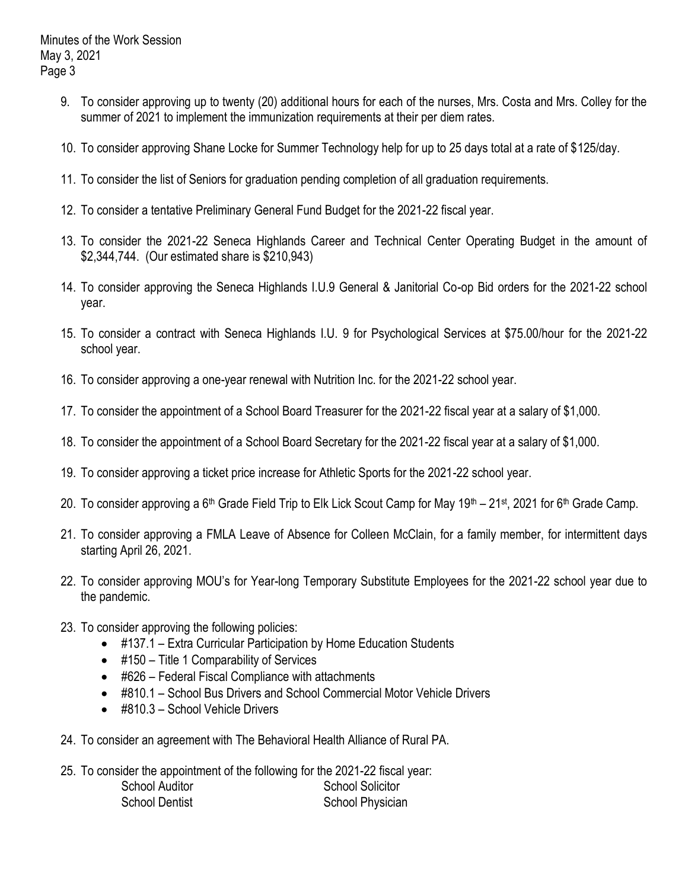9. To consider approving up to twenty (20) additional hours for each of the nurses, Mrs. Costa and Mrs. Colley for the summer of 2021 to implement the immunization requirements at their per diem rates.

10. To consider approving Shane Locke for Summer Technology help for up to 25 days total at a rate of $125/day.

11. To consider the list of Seniors for graduation pending completion of all graduation requirements.

12. To consider a tentative Preliminary General Fund Budget for the 2021-22 fiscal year.

13. To consider the 2021-22 Seneca Highlands Career and Technical Center Operating Budget in the amount of $2,344,744. (Our estimated share is $210,943)

14. To consider approving the Seneca Highlands I.U.9 General & Janitorial Co-op Bid orders for the 2021-22 school year.

15. To consider a contract with Seneca Highlands I.U. 9 for Psychological Services at $75.00/hour for the 2021-22 school year.

16. To consider approving a one-year renewal with Nutrition Inc. for the 2021-22 school year.

17. To consider the appointment of a School Board Treasurer for the 2021-22 fiscal year at a salary of $1,000.

18. To consider the appointment of a School Board Secretary for the 2021-22 fiscal year at a salary of $1,000.

19. To consider approving a ticket price increase for Athletic Sports for the 2021-22 school year.

20. To consider approving a 6th Grade Field Trip to Elk Lick Scout Camp for May 19th – 21st, 2021 for 6th Grade Camp.

21. To consider approving a FMLA Leave of Absence for Colleen McClain, for a family member, for intermittent days starting April 26, 2021.

22. To consider approving MOU's for Year-long Temporary Substitute Employees for the 2021-22 school year due to the pandemic.

23. To consider approving the following policies:
    - #137.1 – Extra Curricular Participation by Home Education Students
    - #150 – Title 1 Comparability of Services
    - #626 – Federal Fiscal Compliance with attachments
    - #810.1 – School Bus Drivers and School Commercial Motor Vehicle Drivers
    - #810.3 – School Vehicle Drivers

24. To consider an agreement with The Behavioral Health Alliance of Rural PA.

25. To consider the appointment of the following for the 2021-22 fiscal year:

    School Auditor — School Solicitor
    School Dentist — School Physician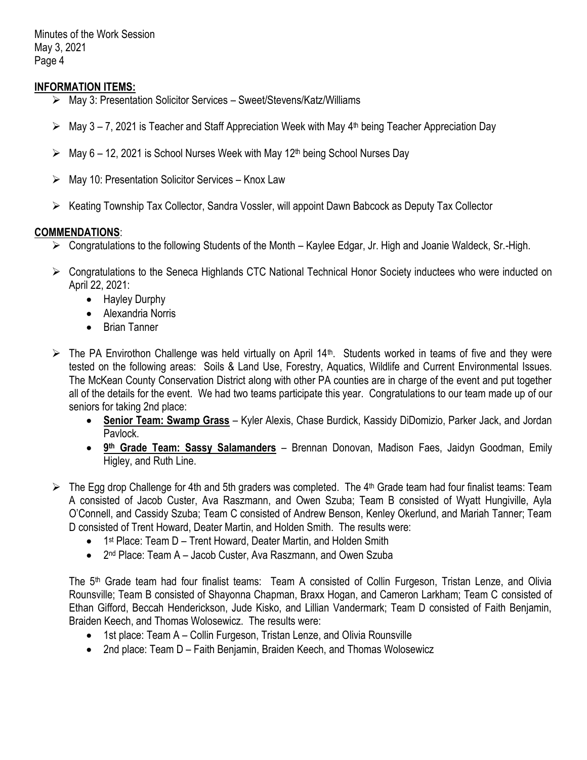## INFORMATION ITEMS:

- May 3: Presentation Solicitor Services – Sweet/Stevens/Katz/Williams
- May 3 – 7, 2021 is Teacher and Staff Appreciation Week with May 4th being Teacher Appreciation Day
- May 6 – 12, 2021 is School Nurses Week with May 12th being School Nurses Day
- May 10: Presentation Solicitor Services – Knox Law
- Keating Township Tax Collector, Sandra Vossler, will appoint Dawn Babcock as Deputy Tax Collector

## COMMENDATIONS:

- Congratulations to the following Students of the Month – Kaylee Edgar, Jr. High and Joanie Waldeck, Sr.-High.
- Congratulations to the Seneca Highlands CTC National Technical Honor Society inductees who were inducted on April 22, 2021:
  - Hayley Durphy
  - Alexandria Norris
  - Brian Tanner
- The PA Envirothon Challenge was held virtually on April 14th. Students worked in teams of five and they were tested on the following areas: Soils & Land Use, Forestry, Aquatics, Wildlife and Current Environmental Issues. The McKean County Conservation District along with other PA counties are in charge of the event and put together all of the details for the event. We had two teams participate this year. Congratulations to our team made up of our seniors for taking 2nd place:
  - **Senior Team: Swamp Grass** – Kyler Alexis, Chase Burdick, Kassidy DiDomizio, Parker Jack, and Jordan Pavlock.
  - **9th Grade Team: Sassy Salamanders** – Brennan Donovan, Madison Faes, Jaidyn Goodman, Emily Higley, and Ruth Line.
- The Egg drop Challenge for 4th and 5th graders was completed. The 4th Grade team had four finalist teams: Team A consisted of Jacob Custer, Ava Raszmann, and Owen Szuba; Team B consisted of Wyatt Hungiville, Ayla O'Connell, and Cassidy Szuba; Team C consisted of Andrew Benson, Kenley Okerlund, and Mariah Tanner; Team D consisted of Trent Howard, Deater Martin, and Holden Smith. The results were:
  - 1st Place: Team D – Trent Howard, Deater Martin, and Holden Smith
  - 2nd Place: Team A – Jacob Custer, Ava Raszmann, and Owen Szuba

  The 5th Grade team had four finalist teams: Team A consisted of Collin Furgeson, Tristan Lenze, and Olivia Rounsville; Team B consisted of Shayonna Chapman, Braxx Hogan, and Cameron Larkham; Team C consisted of Ethan Gifford, Beccah Henderickson, Jude Kisko, and Lillian Vandermark; Team D consisted of Faith Benjamin, Braiden Keech, and Thomas Wolosewicz. The results were:
  - 1st place: Team A – Collin Furgeson, Tristan Lenze, and Olivia Rounsville
  - 2nd place: Team D – Faith Benjamin, Braiden Keech, and Thomas Wolosewicz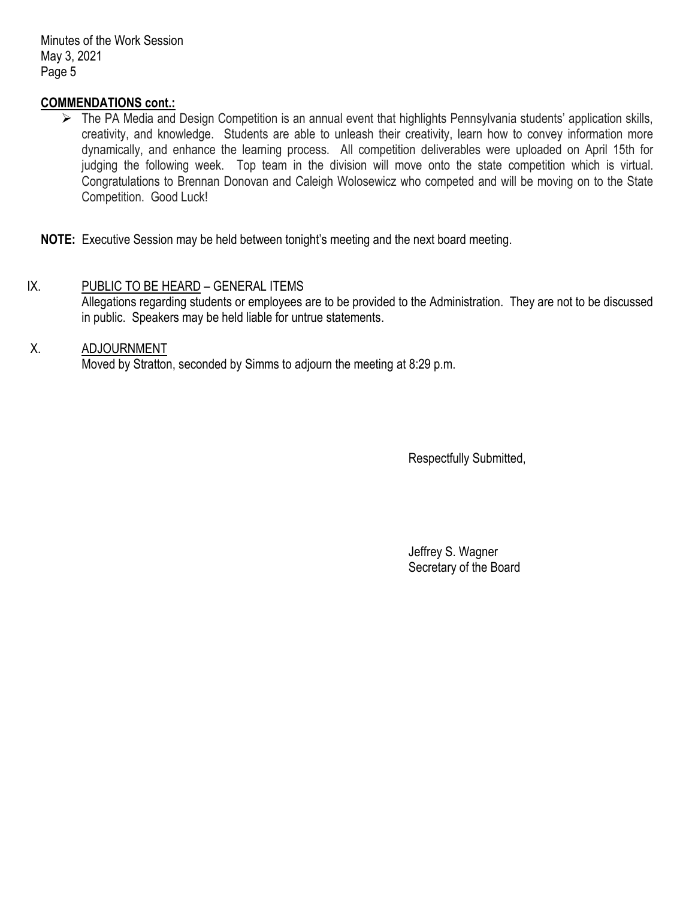**COMMENDATIONS cont.:**

- The PA Media and Design Competition is an annual event that highlights Pennsylvania students' application skills, creativity, and knowledge. Students are able to unleash their creativity, learn how to convey information more dynamically, and enhance the learning process. All competition deliverables were uploaded on April 15th for judging the following week. Top team in the division will move onto the state competition which is virtual. Congratulations to Brennan Donovan and Caleigh Wolosewicz who competed and will be moving on to the State Competition. Good Luck!

**NOTE:** Executive Session may be held between tonight's meeting and the next board meeting.

IX. PUBLIC TO BE HEARD – GENERAL ITEMS

Allegations regarding students or employees are to be provided to the Administration. They are not to be discussed in public. Speakers may be held liable for untrue statements.

X. ADJOURNMENT

Moved by Stratton, seconded by Simms to adjourn the meeting at 8:29 p.m.

Respectfully Submitted,

Jeffrey S. Wagner
Secretary of the Board